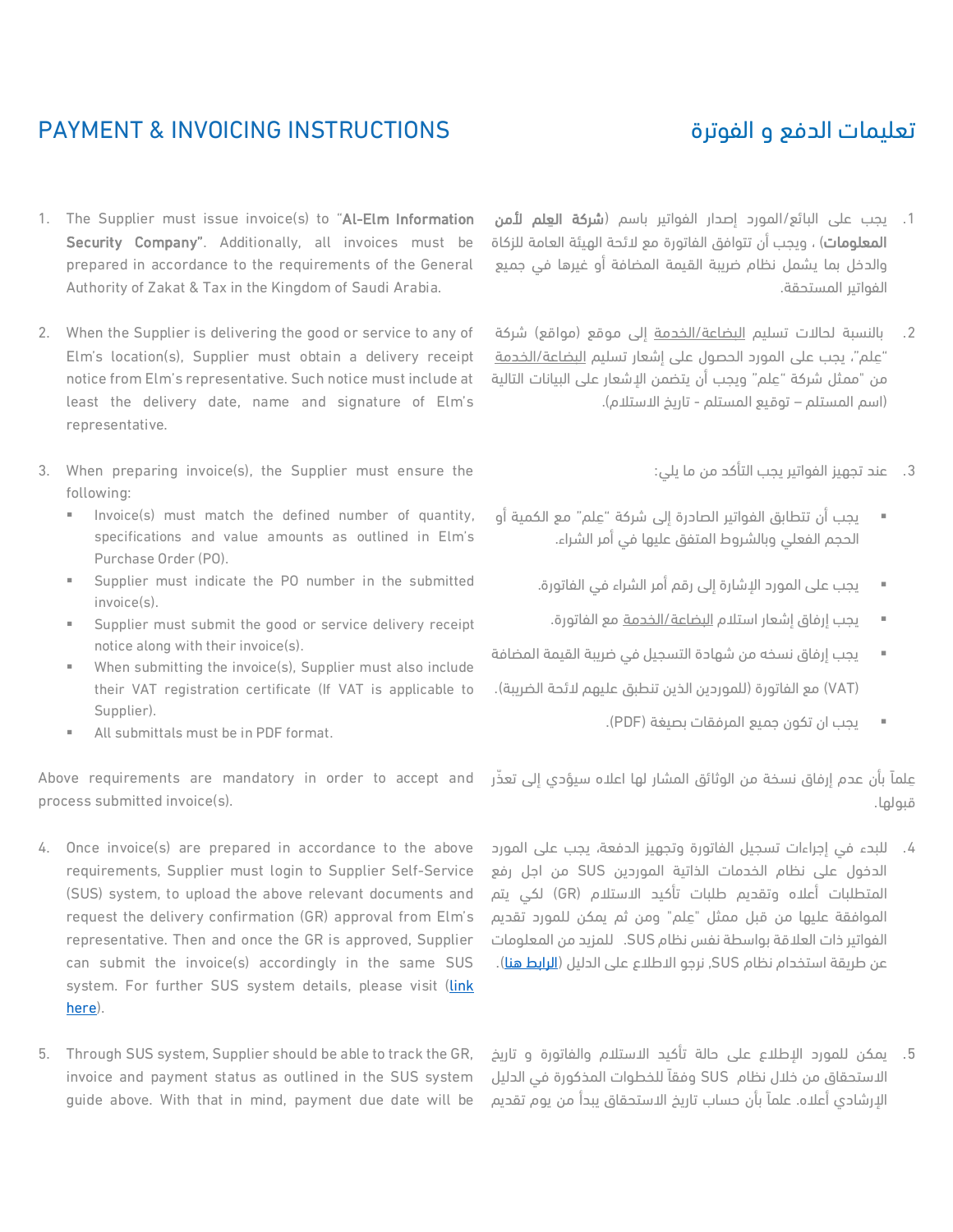# PAYMENT & INVOICING INSTRUCTIONS

1. The Supplier must issue invoice(s) to "**Al-Elm Information Security Company**". Additionally, all invoices must be prepared in accordance to the requirements of the General Authority of Zakat & Tax in the Kingdom of Saudi Arabia.

2. When the Supplier is delivering the good or service to any of Elm's location(s), Supplier must obtain a delivery receipt notice from Elm's representative. Such notice must include at least the delivery date, name and signature of Elm's representative.

3. When preparing invoice(s), the Supplier must ensure the following:
   - Invoice(s) must match the defined number of quantity, specifications and value amounts as outlined in Elm's Purchase Order (PO).
   - Supplier must indicate the PO number in the submitted invoice(s).
   - Supplier must submit the good or service delivery receipt notice along with their invoice(s).
   - When submitting the invoice(s), Supplier must also include their VAT registration certificate (If VAT is applicable to Supplier).
   - All submittals must be in PDF format.

Above requirements are mandatory in order to accept and process submitted invoice(s).

4. Once invoice(s) are prepared in accordance to the above requirements, Supplier must login to Supplier Self-Service (SUS) system, to upload the above relevant documents and request the delivery confirmation (GR) approval from Elm's representative. Then and once the GR is approved, Supplier can submit the invoice(s) accordingly in the same SUS system. For further SUS system details, please visit ([link here](link here)).

5. Through SUS system, Supplier should be able to track the GR, invoice and payment status as outlined in the SUS system guide above. With that in mind, payment due date will be

# تعليمات الدفع و الفوترة

1. يجب على البائع/المورد إصدار الفواتير باسم (**شركة العلم لأمن المعلومات**) ، ويجب أن تتوافق الفاتورة مع لائحة الهيئة العامة للزكاة والدخل بما يشمل نظام ضريبة القيمة المضافة أو غيرها في جميع الفواتير المستحقة.

2. بالنسبة لحالات تسليم البضاعة/الخدمة إلى موقع (مواقع) شركة "عِلم"، يجب على المورد الحصول على إشعار تسليم البضاعة/الخدمة من "ممثل شركة "عِلم" ويجب أن يتضمن الإشعار على البيانات التالية (اسم المستلم – توقيع المستلم - تاريخ الاستلام).

3. عند تجهيز الفواتير يجب التأكد من ما يلي:
   - يجب أن تتطابق الفواتير الصادرة إلى شركة "عِلم" مع الكمية أو الحجم الفعلي وبالشروط المتفق عليها في أمر الشراء.
   - يجب على المورد الإشارة إلى رقم أمر الشراء في الفاتورة.
   - يجب إرفاق إشعار استلام البضاعة/الخدمة مع الفاتورة.
   - يجب إرفاق نسخه من شهادة التسجيل في ضريبة القيمة المضافة (VAT) مع الفاتورة (للموردين الذين تنطبق عليهم لائحة الضريبة).
   - يجب ان تكون جميع المرفقات بصيغة (PDF).

عِلماً بأن عدم إرفاق نسخة من الوثائق المشار لها اعلاه سيؤدي إلى تعذّر قبولها.

4. للبدء في إجراءات تسجيل الفاتورة وتجهيز الدفعة، يجب على المورد الدخول على نظام الخدمات الذاتية الموردين SUS من اجل رفع المتطلبات أعلاه وتقديم طلبات تأكيد الاستلام (GR) لكي يتم الموافقة عليها من قبل ممثل "عِلم" ومن ثم يمكن للمورد تقديم الفواتير ذات العلاقة بواسطة نفس نظام SUS. للمزيد من المعلومات عن طريقة استخدام نظام SUS, نرجو الاطلاع على الدليل ([الرابط هنا](الرابط هنا)).

5. يمكن للمورد الإطلاع على حالة تأكيد الاستلام والفاتورة و تاريخ الاستحقاق من خلال نظام SUS وفقاً للخطوات المذكورة في الدليل الإرشادي أعلاه. علماً بأن حساب تاريخ الاستحقاق يبدأ من يوم تقديم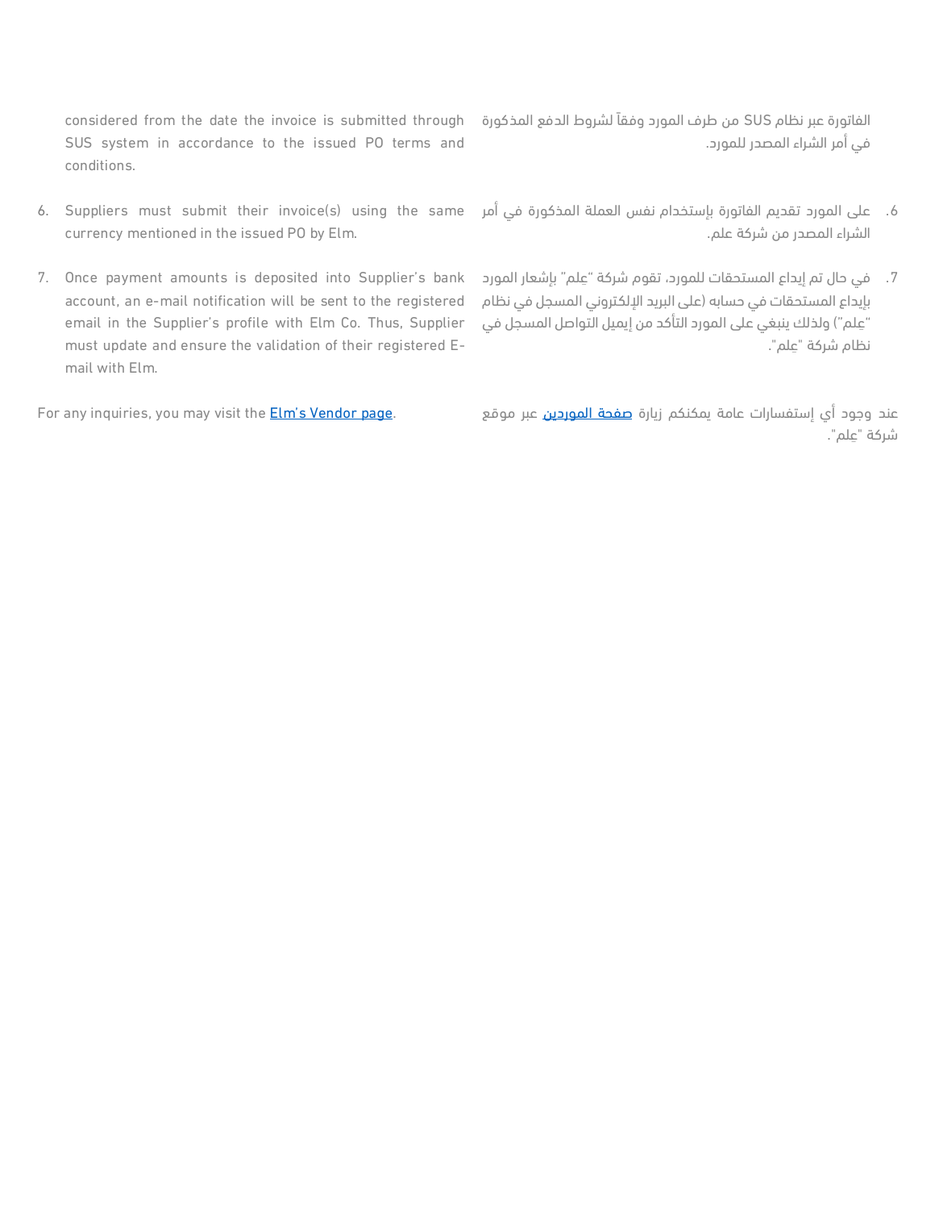considered from the date the invoice is submitted through SUS system in accordance to the issued PO terms and conditions.

6. Suppliers must submit their invoice(s) using the same currency mentioned in the issued PO by Elm.

7. Once payment amounts is deposited into Supplier's bank account, an e-mail notification will be sent to the registered email in the Supplier's profile with Elm Co. Thus, Supplier must update and ensure the validation of their registered E-mail with Elm.

For any inquiries, you may visit the [Elm's Vendor page](#).

الفاتورة عبر نظام SUS من طرف المورد وفقاً لشروط الدفع المذكورة في أمر الشراء المصدر للمورد.

6. على المورد تقديم الفاتورة بإستخدام نفس العملة المذكورة في أمر الشراء المصدر من شركة علم.

7. في حال تم إيداع المستحقات للمورد، تقوم شركة "عِلم" بإشعار المورد بإيداع المستحقات في حسابه (على البريد الإلكتروني المسجل في نظام "عِلم") ولذلك ينبغي على المورد التأكد من إيميل التواصل المسجل في نظام شركة "عِلم".

عند وجود أي إستفسارات عامة يمكنكم زيارة [صفحة الموردين](#) عبر موقع شركة "عِلم".